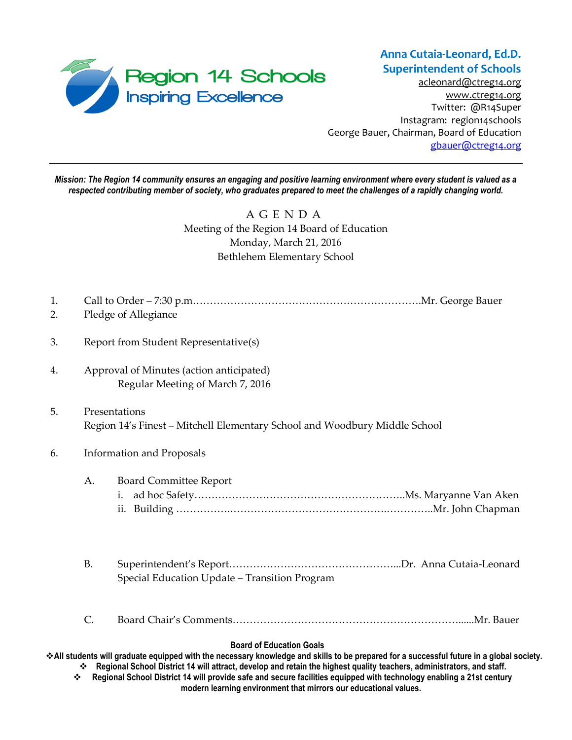Region 14 Schools
Inspiring Excellence

**Anna Cutaia-Leonard, Ed.D.**
**Superintendent of Schools**
acleonard@ctreg14.org
www.ctreg14.org
Twitter: @R14Super
Instagram: region14schools
George Bauer, Chairman, Board of Education
gbauer@ctreg14.org

---

***Mission: The Region 14 community ensures an engaging and positive learning environment where every student is valued as a respected contributing member of society, who graduates prepared to meet the challenges of a rapidly changing world.***

# A G E N D A

Meeting of the Region 14 Board of Education
Monday, March 21, 2016
Bethlehem Elementary School

1. Call to Order – 7:30 p.m.…………………………………………………………Mr. George Bauer
2. Pledge of Allegiance
3. Report from Student Representative(s)
4. Approval of Minutes (action anticipated)
   Regular Meeting of March 7, 2016
5. Presentations
   Region 14's Finest – Mitchell Elementary School and Woodbury Middle School
6. Information and Proposals

   A. Board Committee Report
      i. ad hoc Safety……………………………………………………..Ms. Maryanne Van Aken
      ii. Building ………………………………………………………………..Mr. John Chapman

   B. Superintendent's Report…………………………………………...Dr. Anna Cutaia-Leonard
      Special Education Update – Transition Program

   C. Board Chair's Comments……………………………………………………………......Mr. Bauer

**Board of Education Goals**

- **All students will graduate equipped with the necessary knowledge and skills to be prepared for a successful future in a global society.**
- **Regional School District 14 will attract, develop and retain the highest quality teachers, administrators, and staff.**
- **Regional School District 14 will provide safe and secure facilities equipped with technology enabling a 21st century modern learning environment that mirrors our educational values.**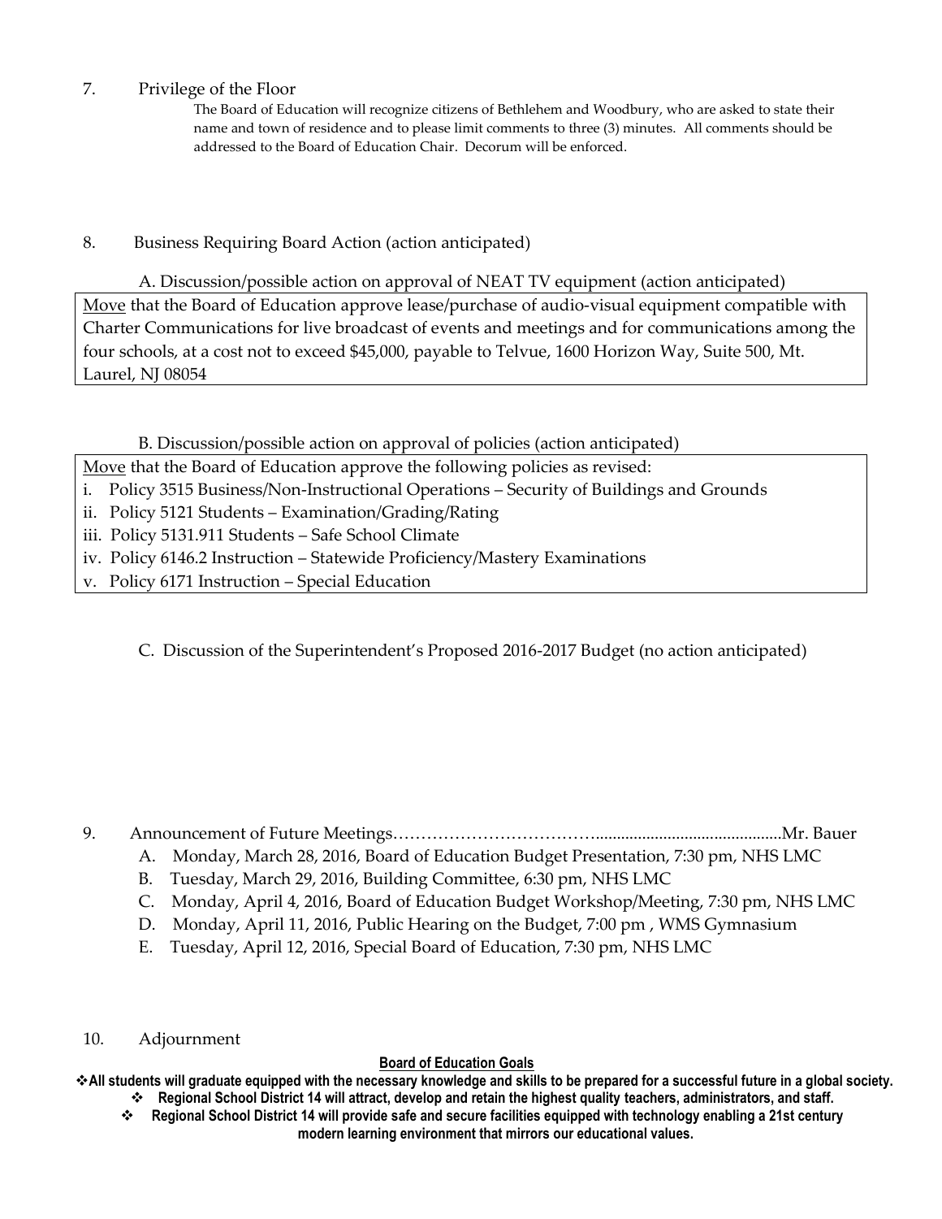7. Privilege of the Floor

The Board of Education will recognize citizens of Bethlehem and Woodbury, who are asked to state their name and town of residence and to please limit comments to three (3) minutes. All comments should be addressed to the Board of Education Chair. Decorum will be enforced.

8. Business Requiring Board Action (action anticipated)

A. Discussion/possible action on approval of NEAT TV equipment (action anticipated)

<u>Move</u> that the Board of Education approve lease/purchase of audio-visual equipment compatible with Charter Communications for live broadcast of events and meetings and for communications among the four schools, at a cost not to exceed $45,000, payable to Telvue, 1600 Horizon Way, Suite 500, Mt. Laurel, NJ 08054

B. Discussion/possible action on approval of policies (action anticipated)

<u>Move</u> that the Board of Education approve the following policies as revised:

i. Policy 3515 Business/Non-Instructional Operations – Security of Buildings and Grounds
ii. Policy 5121 Students – Examination/Grading/Rating
iii. Policy 5131.911 Students – Safe School Climate
iv. Policy 6146.2 Instruction – Statewide Proficiency/Mastery Examinations
v. Policy 6171 Instruction – Special Education

C. Discussion of the Superintendent's Proposed 2016-2017 Budget (no action anticipated)

9. Announcement of Future Meetings……………………………..........................................Mr. Bauer

A. Monday, March 28, 2016, Board of Education Budget Presentation, 7:30 pm, NHS LMC
B. Tuesday, March 29, 2016, Building Committee, 6:30 pm, NHS LMC
C. Monday, April 4, 2016, Board of Education Budget Workshop/Meeting, 7:30 pm, NHS LMC
D. Monday, April 11, 2016, Public Hearing on the Budget, 7:00 pm , WMS Gymnasium
E. Tuesday, April 12, 2016, Special Board of Education, 7:30 pm, NHS LMC

10. Adjournment

**<u>Board of Education Goals</u>**

- **All students will graduate equipped with the necessary knowledge and skills to be prepared for a successful future in a global society.**
- **Regional School District 14 will attract, develop and retain the highest quality teachers, administrators, and staff.**
- **Regional School District 14 will provide safe and secure facilities equipped with technology enabling a 21st century modern learning environment that mirrors our educational values.**